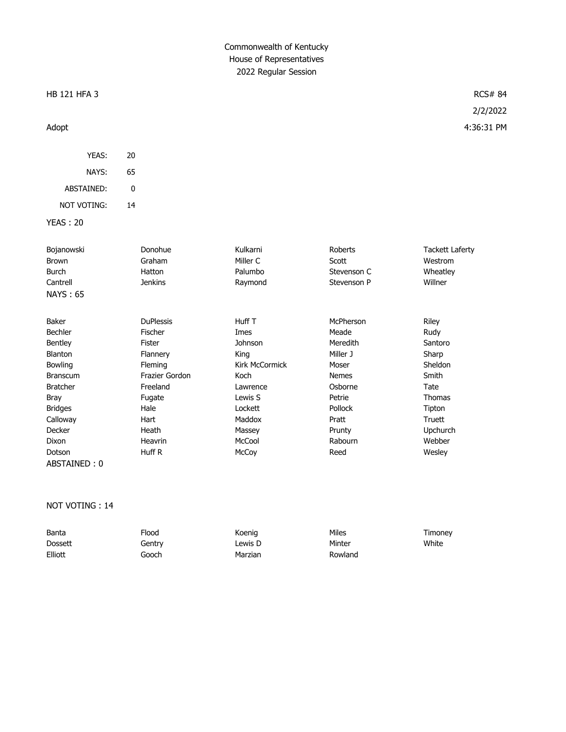Commonwealth of Kentucky
House of Representatives
2022 Regular Session

HB 121 HFA 3 — RCS# 84

2/2/2022

Adopt — 4:36:31 PM

| | |
|---|---|
| YEAS: | 20 |
| NAYS: | 65 |
| ABSTAINED: | 0 |
| NOT VOTING: | 14 |

YEAS : 20

| | | | | |
|---|---|---|---|---|
| Bojanowski | Donohue | Kulkarni | Roberts | Tackett Laferty |
| Brown | Graham | Miller C | Scott | Westrom |
| Burch | Hatton | Palumbo | Stevenson C | Wheatley |
| Cantrell | Jenkins | Raymond | Stevenson P | Willner |

NAYS : 65

| | | | | |
|---|---|---|---|---|
| Baker | DuPlessis | Huff T | McPherson | Riley |
| Bechler | Fischer | Imes | Meade | Rudy |
| Bentley | Fister | Johnson | Meredith | Santoro |
| Blanton | Flannery | King | Miller J | Sharp |
| Bowling | Fleming | Kirk McCormick | Moser | Sheldon |
| Branscum | Frazier Gordon | Koch | Nemes | Smith |
| Bratcher | Freeland | Lawrence | Osborne | Tate |
| Bray | Fugate | Lewis S | Petrie | Thomas |
| Bridges | Hale | Lockett | Pollock | Tipton |
| Calloway | Hart | Maddox | Pratt | Truett |
| Decker | Heath | Massey | Prunty | Upchurch |
| Dixon | Heavrin | McCool | Rabourn | Webber |
| Dotson | Huff R | McCoy | Reed | Wesley |

ABSTAINED : 0

NOT VOTING : 14

| | | | | |
|---|---|---|---|---|
| Banta | Flood | Koenig | Miles | Timoney |
| Dossett | Gentry | Lewis D | Minter | White |
| Elliott | Gooch | Marzian | Rowland | |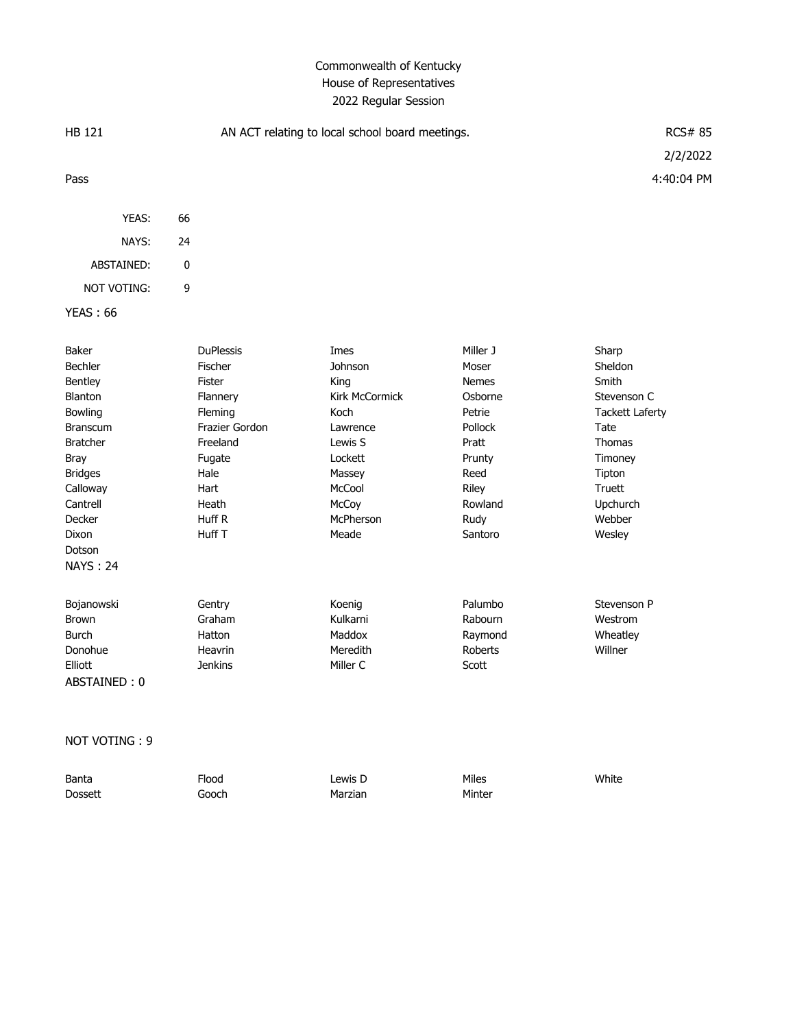Commonwealth of Kentucky
House of Representatives
2022 Regular Session

HB 121 AN ACT relating to local school board meetings. RCS# 85

2/2/2022

Pass 4:40:04 PM

| | |
|---|---|
| YEAS: | 66 |
| NAYS: | 24 |
| ABSTAINED: | 0 |
| NOT VOTING: | 9 |

YEAS : 66

| | | | | |
|---|---|---|---|---|
| Baker | DuPlessis | Imes | Miller J | Sharp |
| Bechler | Fischer | Johnson | Moser | Sheldon |
| Bentley | Fister | King | Nemes | Smith |
| Blanton | Flannery | Kirk McCormick | Osborne | Stevenson C |
| Bowling | Fleming | Koch | Petrie | Tackett Laferty |
| Branscum | Frazier Gordon | Lawrence | Pollock | Tate |
| Bratcher | Freeland | Lewis S | Pratt | Thomas |
| Bray | Fugate | Lockett | Prunty | Timoney |
| Bridges | Hale | Massey | Reed | Tipton |
| Calloway | Hart | McCool | Riley | Truett |
| Cantrell | Heath | McCoy | Rowland | Upchurch |
| Decker | Huff R | McPherson | Rudy | Webber |
| Dixon | Huff T | Meade | Santoro | Wesley |
| Dotson | | | | |

NAYS : 24

| | | | | |
|---|---|---|---|---|
| Bojanowski | Gentry | Koenig | Palumbo | Stevenson P |
| Brown | Graham | Kulkarni | Rabourn | Westrom |
| Burch | Hatton | Maddox | Raymond | Wheatley |
| Donohue | Heavrin | Meredith | Roberts | Willner |
| Elliott | Jenkins | Miller C | Scott | |

ABSTAINED : 0

NOT VOTING : 9

| | | | | |
|---|---|---|---|---|
| Banta | Flood | Lewis D | Miles | White |
| Dossett | Gooch | Marzian | Minter | |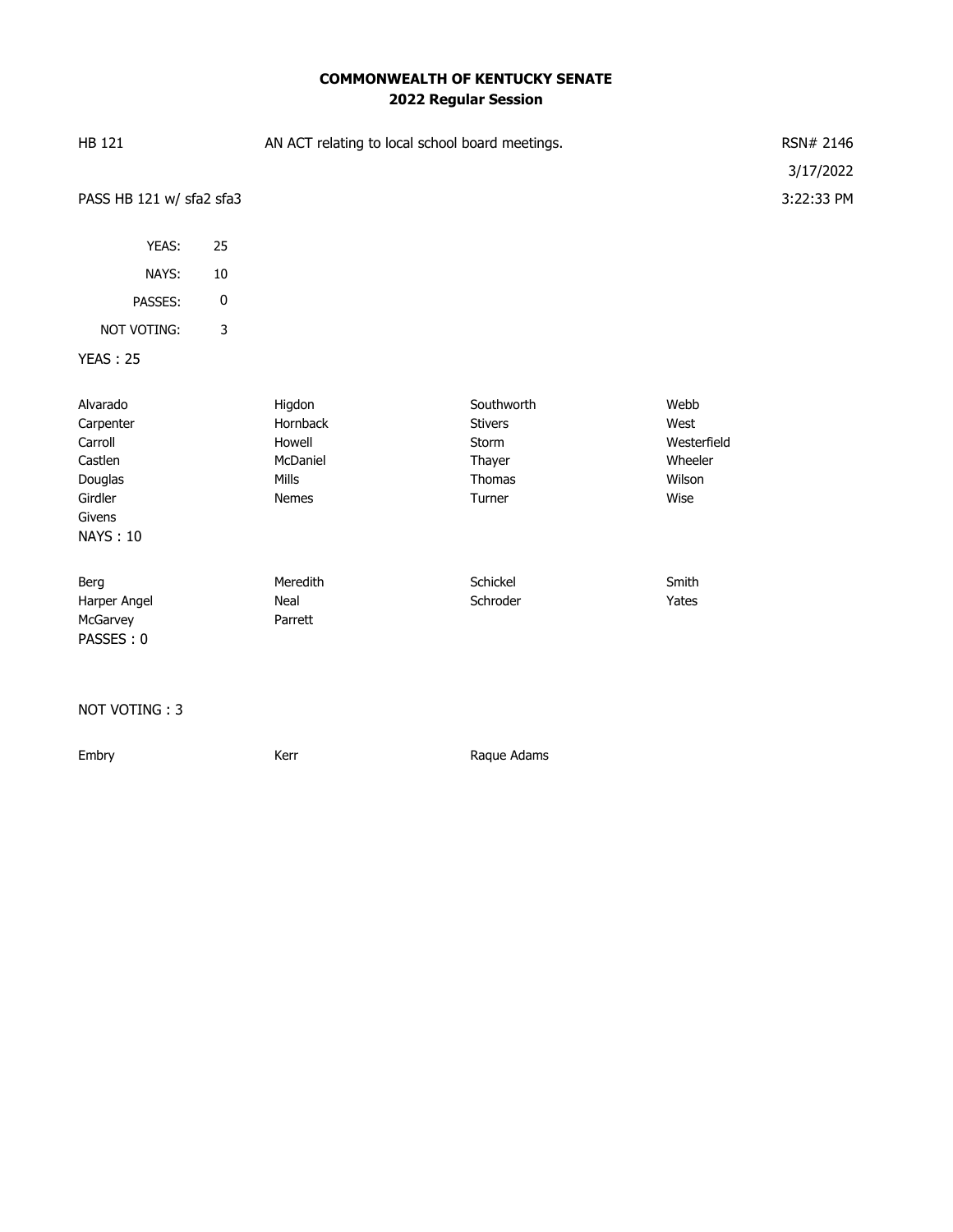**COMMONWEALTH OF KENTUCKY SENATE**
**2022 Regular Session**

HB 121 AN ACT relating to local school board meetings. RSN# 2146

3/17/2022

PASS HB 121 w/ sfa2 sfa3 3:22:33 PM

| | |
|---|---|
| YEAS: | 25 |
| NAYS: | 10 |
| PASSES: | 0 |
| NOT VOTING: | 3 |

YEAS : 25

| | | | |
|---|---|---|---|
| Alvarado | Higdon | Southworth | Webb |
| Carpenter | Hornback | Stivers | West |
| Carroll | Howell | Storm | Westerfield |
| Castlen | McDaniel | Thayer | Wheeler |
| Douglas | Mills | Thomas | Wilson |
| Girdler | Nemes | Turner | Wise |
| Givens | | | |

NAYS : 10

| | | | |
|---|---|---|---|
| Berg | Meredith | Schickel | Smith |
| Harper Angel | Neal | Schroder | Yates |
| McGarvey | Parrett | | |

PASSES : 0

NOT VOTING : 3

| | | |
|---|---|---|
| Embry | Kerr | Raque Adams |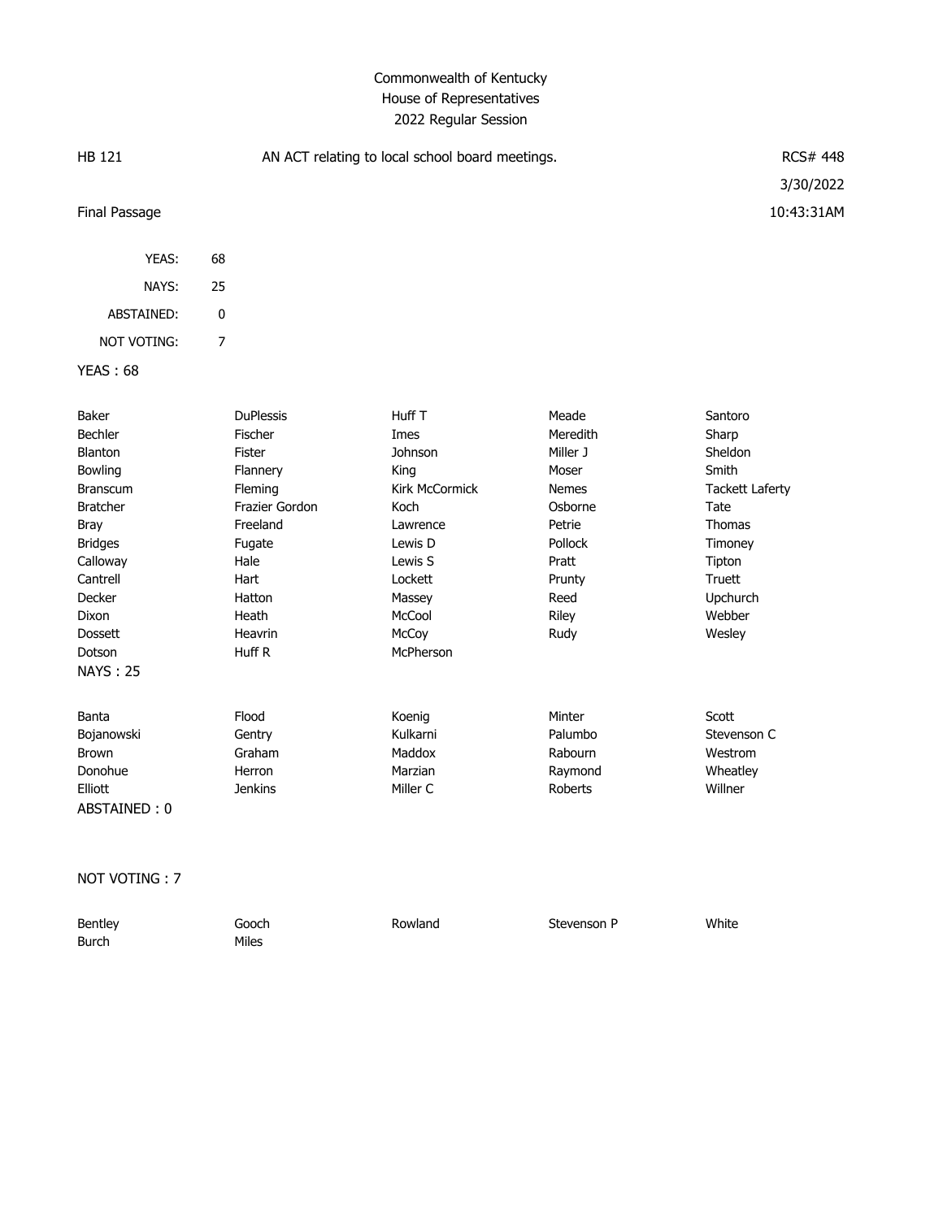Commonwealth of Kentucky
House of Representatives
2022 Regular Session

| | | |
|---|---|---|
| HB 121 | AN ACT relating to local school board meetings. | RCS# 448 |
| | | 3/30/2022 |
| Final Passage | | 10:43:31AM |

| | |
|---|---|
| YEAS: | 68 |
| NAYS: | 25 |
| ABSTAINED: | 0 |
| NOT VOTING: | 7 |

YEAS : 68

| | | | | |
|---|---|---|---|---|
| Baker | DuPlessis | Huff T | Meade | Santoro |
| Bechler | Fischer | Imes | Meredith | Sharp |
| Blanton | Fister | Johnson | Miller J | Sheldon |
| Bowling | Flannery | King | Moser | Smith |
| Branscum | Fleming | Kirk McCormick | Nemes | Tackett Laferty |
| Bratcher | Frazier Gordon | Koch | Osborne | Tate |
| Bray | Freeland | Lawrence | Petrie | Thomas |
| Bridges | Fugate | Lewis D | Pollock | Timoney |
| Calloway | Hale | Lewis S | Pratt | Tipton |
| Cantrell | Hart | Lockett | Prunty | Truett |
| Decker | Hatton | Massey | Reed | Upchurch |
| Dixon | Heath | McCool | Riley | Webber |
| Dossett | Heavrin | McCoy | Rudy | Wesley |
| Dotson | Huff R | McPherson | | |

NAYS : 25

| | | | | |
|---|---|---|---|---|
| Banta | Flood | Koenig | Minter | Scott |
| Bojanowski | Gentry | Kulkarni | Palumbo | Stevenson C |
| Brown | Graham | Maddox | Rabourn | Westrom |
| Donohue | Herron | Marzian | Raymond | Wheatley |
| Elliott | Jenkins | Miller C | Roberts | Willner |

ABSTAINED : 0

NOT VOTING : 7

| | | | | |
|---|---|---|---|---|
| Bentley | Gooch | Rowland | Stevenson P | White |
| Burch | Miles | | | |